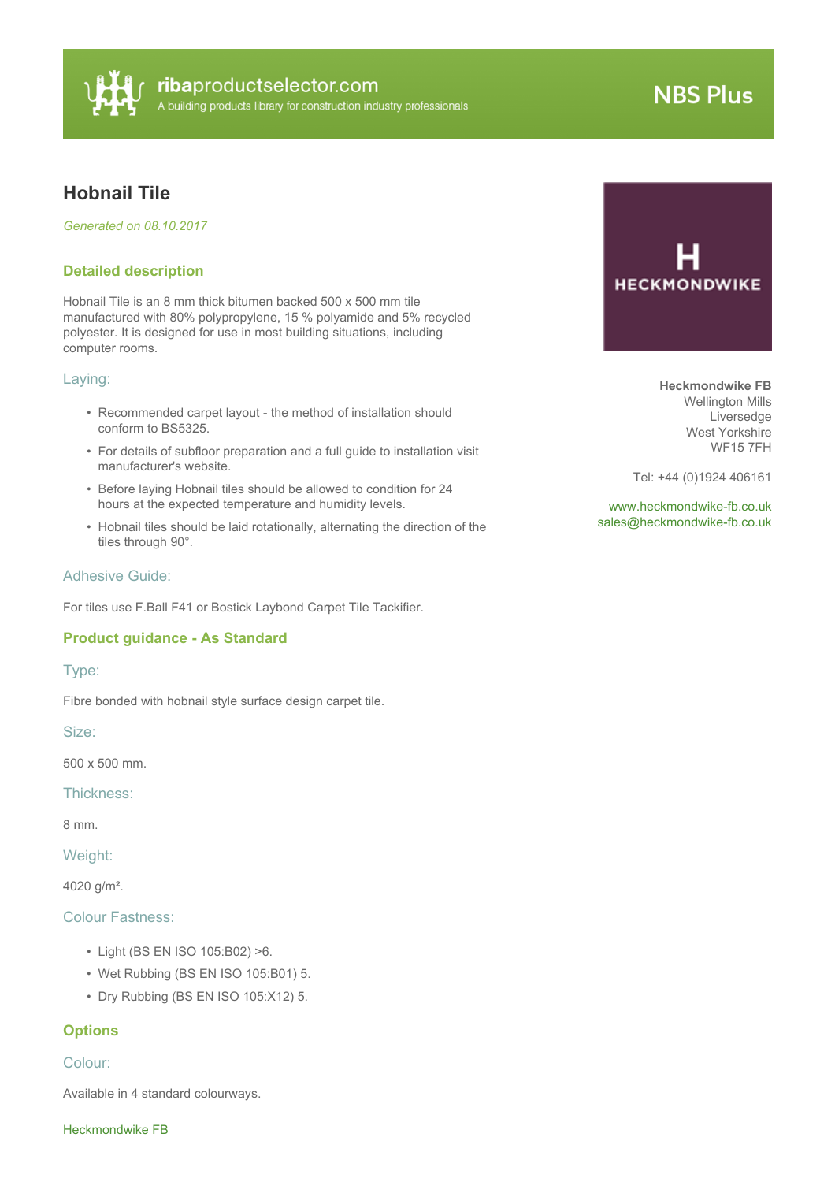ribaproductselector.com
A building products library for construction industry professionals

NBS Plus

# Hobnail Tile

*Generated on 08.10.2017*

**Heckmondwike FB**
Wellington Mills
Liversedge
West Yorkshire
WF15 7FH

Tel: +44 (0)1924 406161

www.heckmondwike-fb.co.uk
sales@heckmondwike-fb.co.uk

## Detailed description

Hobnail Tile is an 8 mm thick bitumen backed 500 x 500 mm tile manufactured with 80% polypropylene, 15 % polyamide and 5% recycled polyester. It is designed for use in most building situations, including computer rooms.

### Laying:

- Recommended carpet layout - the method of installation should conform to BS5325.
- For details of subfloor preparation and a full guide to installation visit manufacturer's website.
- Before laying Hobnail tiles should be allowed to condition for 24 hours at the expected temperature and humidity levels.
- Hobnail tiles should be laid rotationally, alternating the direction of the tiles through 90°.

### Adhesive Guide:

For tiles use F.Ball F41 or Bostick Laybond Carpet Tile Tackifier.

## Product guidance - As Standard

### Type:

Fibre bonded with hobnail style surface design carpet tile.

### Size:

500 x 500 mm.

### Thickness:

8 mm.

### Weight:

4020 g/m².

### Colour Fastness:

- Light (BS EN ISO 105:B02) >6.
- Wet Rubbing (BS EN ISO 105:B01) 5.
- Dry Rubbing (BS EN ISO 105:X12) 5.

## Options

### Colour:

Available in 4 standard colourways.

Heckmondwike FB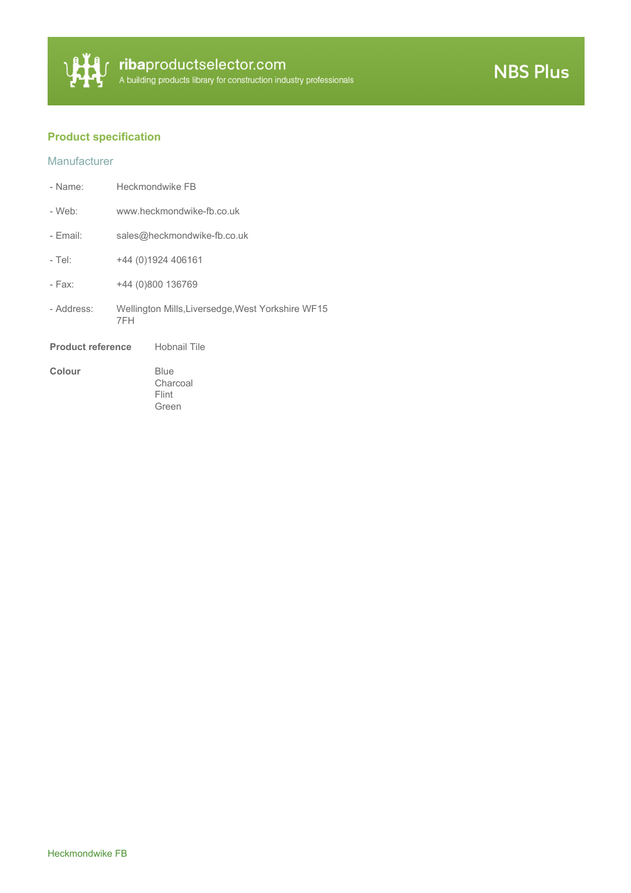## Product specification

### Manufacturer

- Name: Heckmondwike FB
- Web: www.heckmondwike-fb.co.uk
- Email: sales@heckmondwike-fb.co.uk
- Tel: +44 (0)1924 406161
- Fax: +44 (0)800 136769
- Address: Wellington Mills,Liversedge,West Yorkshire WF15 7FH

| | |
|---|---|
| **Product reference** | Hobnail Tile |
| **Colour** | Blue<br>Charcoal<br>Flint<br>Green |